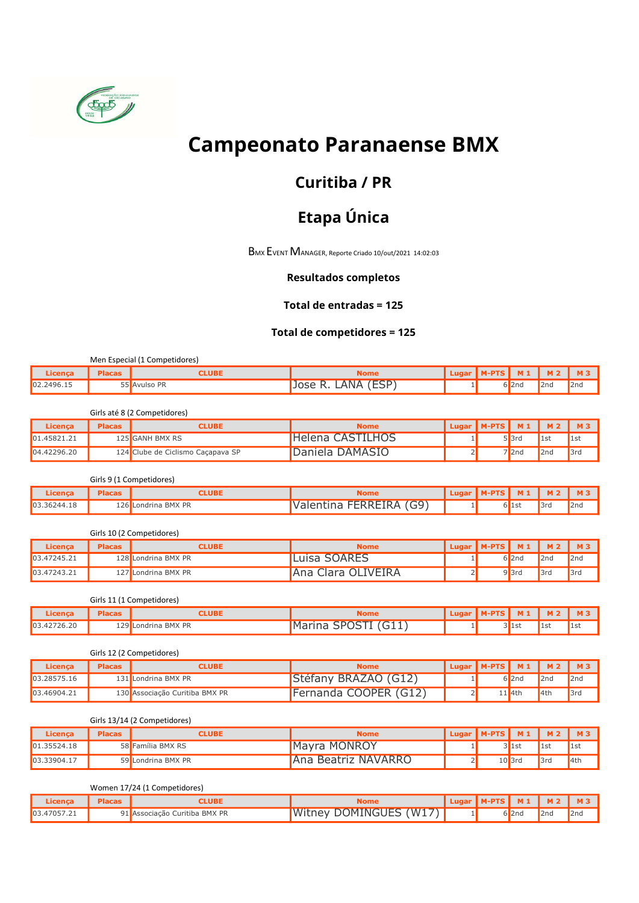# Campeonato Paranaense BMX

## Curitiba / PR

## Etapa Única

BMX EVENT MANAGER, Reporte Criado 10/out/2021 14:02:03

**Resultados completos**

**Total de entradas = 125**

**Total de competidores = 125**

Men Especial (1 Competidores)

| Licença | Placas | CLUBE | Nome | Lugar | M-PTS | M 1 | M 2 | M 3 |
|---|---|---|---|---|---|---|---|---|
| 02.2496.15 | 55 | Avulso PR | Jose R. LANA (ESP) | 1 | 6 | 2nd | 2nd | 2nd |

Girls até 8 (2 Competidores)

| Licença | Placas | CLUBE | Nome | Lugar | M-PTS | M 1 | M 2 | M 3 |
|---|---|---|---|---|---|---|---|---|
| 01.45821.21 | 125 | GANH BMX RS | Helena CASTILHOS | 1 | 5 | 3rd | 1st | 1st |
| 04.42296.20 | 124 | Clube de Ciclismo Caçapava SP | Daniela DAMASIO | 2 | 7 | 2nd | 2nd | 3rd |

Girls 9 (1 Competidores)

| Licença | Placas | CLUBE | Nome | Lugar | M-PTS | M 1 | M 2 | M 3 |
|---|---|---|---|---|---|---|---|---|
| 03.36244.18 | 126 | Londrina BMX PR | Valentina FERREIRA (G9) | 1 | 6 | 1st | 3rd | 2nd |

Girls 10 (2 Competidores)

| Licença | Placas | CLUBE | Nome | Lugar | M-PTS | M 1 | M 2 | M 3 |
|---|---|---|---|---|---|---|---|---|
| 03.47245.21 | 128 | Londrina BMX PR | Luisa SOARES | 1 | 6 | 2nd | 2nd | 2nd |
| 03.47243.21 | 127 | Londrina BMX PR | Ana Clara OLIVEIRA | 2 | 9 | 3rd | 3rd | 3rd |

Girls 11 (1 Competidores)

| Licença | Placas | CLUBE | Nome | Lugar | M-PTS | M 1 | M 2 | M 3 |
|---|---|---|---|---|---|---|---|---|
| 03.42726.20 | 129 | Londrina BMX PR | Marina SPOSTI (G11) | 1 | 3 | 1st | 1st | 1st |

Girls 12 (2 Competidores)

| Licença | Placas | CLUBE | Nome | Lugar | M-PTS | M 1 | M 2 | M 3 |
|---|---|---|---|---|---|---|---|---|
| 03.28575.16 | 131 | Londrina BMX PR | Stéfany BRAZAO (G12) | 1 | 6 | 2nd | 2nd | 2nd |
| 03.46904.21 | 130 | Associação Curitiba BMX PR | Fernanda COOPER (G12) | 2 | 11 | 4th | 4th | 3rd |

Girls 13/14 (2 Competidores)

| Licença | Placas | CLUBE | Nome | Lugar | M-PTS | M 1 | M 2 | M 3 |
|---|---|---|---|---|---|---|---|---|
| 01.35524.18 | 58 | Família BMX RS | Mayra MONROY | 1 | 3 | 1st | 1st | 1st |
| 03.33904.17 | 59 | Londrina BMX PR | Ana Beatriz NAVARRO | 2 | 10 | 3rd | 3rd | 4th |

Women 17/24 (1 Competidores)

| Licença | Placas | CLUBE | Nome | Lugar | M-PTS | M 1 | M 2 | M 3 |
|---|---|---|---|---|---|---|---|---|
| 03.47057.21 | 91 | Associação Curitiba BMX PR | Witney DOMINGUES (W17) | 1 | 6 | 2nd | 2nd | 2nd |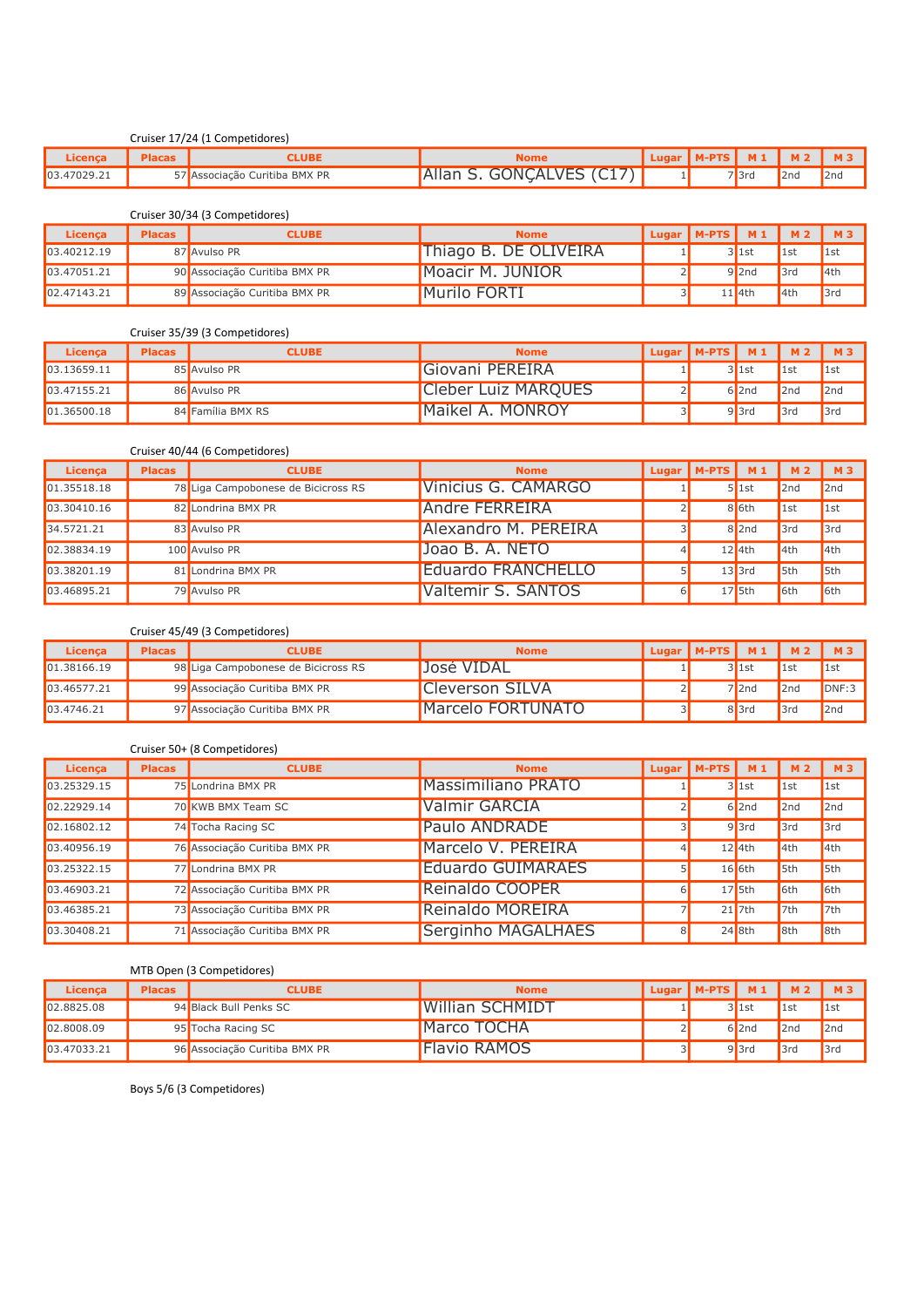Cruiser 17/24 (1 Competidores)

| Licença | Placas | CLUBE | Nome | Lugar | M-PTS | M 1 | M 2 | M 3 |
|---|---|---|---|---|---|---|---|---|
| 03.47029.21 | 57 | Associação Curitiba BMX PR | Allan S. GONÇALVES (C17) | 1 | 7 | 3rd | 2nd | 2nd |

Cruiser 30/34 (3 Competidores)

| Licença | Placas | CLUBE | Nome | Lugar | M-PTS | M 1 | M 2 | M 3 |
|---|---|---|---|---|---|---|---|---|
| 03.40212.19 | 87 | Avulso PR | Thiago B. DE OLIVEIRA | 1 | 3 | 1st | 1st | 1st |
| 03.47051.21 | 90 | Associação Curitiba BMX PR | Moacir M. JUNIOR | 2 | 9 | 2nd | 3rd | 4th |
| 02.47143.21 | 89 | Associação Curitiba BMX PR | Murilo FORTI | 3 | 11 | 4th | 4th | 3rd |

Cruiser 35/39 (3 Competidores)

| Licença | Placas | CLUBE | Nome | Lugar | M-PTS | M 1 | M 2 | M 3 |
|---|---|---|---|---|---|---|---|---|
| 03.13659.11 | 85 | Avulso PR | Giovani PEREIRA | 1 | 3 | 1st | 1st | 1st |
| 03.47155.21 | 86 | Avulso PR | Cleber Luiz MARQUES | 2 | 6 | 2nd | 2nd | 2nd |
| 01.36500.18 | 84 | Família BMX RS | Maikel A. MONROY | 3 | 9 | 3rd | 3rd | 3rd |

Cruiser 40/44 (6 Competidores)

| Licença | Placas | CLUBE | Nome | Lugar | M-PTS | M 1 | M 2 | M 3 |
|---|---|---|---|---|---|---|---|---|
| 01.35518.18 | 78 | Liga Campobonese de Bicicross RS | Vinicius G. CAMARGO | 1 | 5 | 1st | 2nd | 2nd |
| 03.30410.16 | 82 | Londrina BMX PR | Andre FERREIRA | 2 | 8 | 6th | 1st | 1st |
| 34.5721.21 | 83 | Avulso PR | Alexandro M. PEREIRA | 3 | 8 | 2nd | 3rd | 3rd |
| 02.38834.19 | 100 | Avulso PR | Joao B. A. NETO | 4 | 12 | 4th | 4th | 4th |
| 03.38201.19 | 81 | Londrina BMX PR | Eduardo FRANCHELLO | 5 | 13 | 3rd | 5th | 5th |
| 03.46895.21 | 79 | Avulso PR | Valtemir S. SANTOS | 6 | 17 | 5th | 6th | 6th |

Cruiser 45/49 (3 Competidores)

| Licença | Placas | CLUBE | Nome | Lugar | M-PTS | M 1 | M 2 | M 3 |
|---|---|---|---|---|---|---|---|---|
| 01.38166.19 | 98 | Liga Campobonese de Bicicross RS | José VIDAL | 1 | 3 | 1st | 1st | 1st |
| 03.46577.21 | 99 | Associação Curitiba BMX PR | Cleverson SILVA | 2 | 7 | 2nd | 2nd | DNF:3 |
| 03.4746.21 | 97 | Associação Curitiba BMX PR | Marcelo FORTUNATO | 3 | 8 | 3rd | 3rd | 2nd |

Cruiser 50+ (8 Competidores)

| Licença | Placas | CLUBE | Nome | Lugar | M-PTS | M 1 | M 2 | M 3 |
|---|---|---|---|---|---|---|---|---|
| 03.25329.15 | 75 | Londrina BMX PR | Massimiliano PRATO | 1 | 3 | 1st | 1st | 1st |
| 02.22929.14 | 70 | KWB BMX Team SC | Valmir GARCIA | 2 | 6 | 2nd | 2nd | 2nd |
| 02.16802.12 | 74 | Tocha Racing SC | Paulo ANDRADE | 3 | 9 | 3rd | 3rd | 3rd |
| 03.40956.19 | 76 | Associação Curitiba BMX PR | Marcelo V. PEREIRA | 4 | 12 | 4th | 4th | 4th |
| 03.25322.15 | 77 | Londrina BMX PR | Eduardo GUIMARAES | 5 | 16 | 6th | 5th | 5th |
| 03.46903.21 | 72 | Associação Curitiba BMX PR | Reinaldo COOPER | 6 | 17 | 5th | 6th | 6th |
| 03.46385.21 | 73 | Associação Curitiba BMX PR | Reinaldo MOREIRA | 7 | 21 | 7th | 7th | 7th |
| 03.30408.21 | 71 | Associação Curitiba BMX PR | Serginho MAGALHAES | 8 | 24 | 8th | 8th | 8th |

MTB Open (3 Competidores)

| Licença | Placas | CLUBE | Nome | Lugar | M-PTS | M 1 | M 2 | M 3 |
|---|---|---|---|---|---|---|---|---|
| 02.8825.08 | 94 | Black Bull Penks SC | Willian SCHMIDT | 1 | 3 | 1st | 1st | 1st |
| 02.8008.09 | 95 | Tocha Racing SC | Marco TOCHA | 2 | 6 | 2nd | 2nd | 2nd |
| 03.47033.21 | 96 | Associação Curitiba BMX PR | Flavio RAMOS | 3 | 9 | 3rd | 3rd | 3rd |

Boys 5/6 (3 Competidores)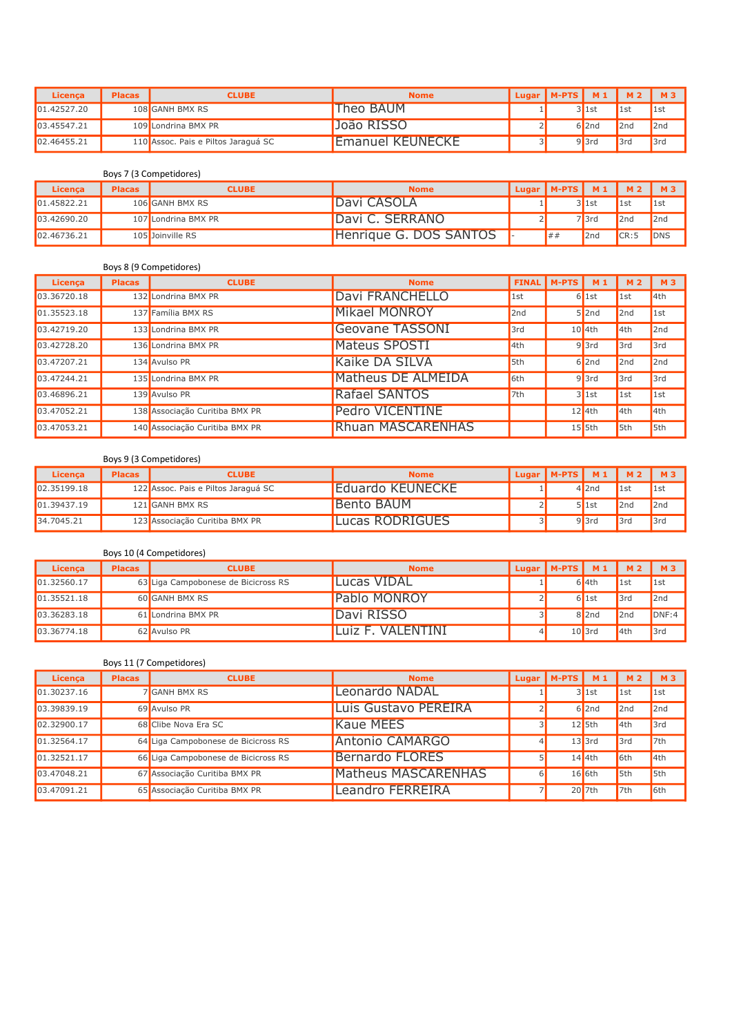| Licença | Placas | CLUBE | Nome | Lugar | M-PTS | M 1 | M 2 | M 3 |
|---|---|---|---|---|---|---|---|---|
| 01.42527.20 | 108 | GANH BMX RS | Theo BAUM | 1 | 3 | 1st | 1st | 1st |
| 03.45547.21 | 109 | Londrina BMX PR | João RISSO | 2 | 6 | 2nd | 2nd | 2nd |
| 02.46455.21 | 110 | Assoc. Pais e Piltos Jaraguá SC | Emanuel KEUNECKE | 3 | 9 | 3rd | 3rd | 3rd |

Boys 7 (3 Competidores)

| Licença | Placas | CLUBE | Nome | Lugar | M-PTS | M 1 | M 2 | M 3 |
|---|---|---|---|---|---|---|---|---|
| 01.45822.21 | 106 | GANH BMX RS | Davi CASOLA | 1 | 3 | 1st | 1st | 1st |
| 03.42690.20 | 107 | Londrina BMX PR | Davi C. SERRANO | 2 | 7 | 3rd | 2nd | 2nd |
| 02.46736.21 | 105 | Joinville RS | Henrique G. DOS SANTOS | - | ## | 2nd | CR:5 | DNS |

Boys 8 (9 Competidores)

| Licença | Placas | CLUBE | Nome | FINAL | M-PTS | M 1 | M 2 | M 3 |
|---|---|---|---|---|---|---|---|---|
| 03.36720.18 | 132 | Londrina BMX PR | Davi FRANCHELLO | 1st | 6 | 1st | 1st | 4th |
| 01.35523.18 | 137 | Família BMX RS | Mikael MONROY | 2nd | 5 | 2nd | 2nd | 1st |
| 03.42719.20 | 133 | Londrina BMX PR | Geovane TASSONI | 3rd | 10 | 4th | 4th | 2nd |
| 03.42728.20 | 136 | Londrina BMX PR | Mateus SPOSTI | 4th | 9 | 3rd | 3rd | 3rd |
| 03.47207.21 | 134 | Avulso PR | Kaike DA SILVA | 5th | 6 | 2nd | 2nd | 2nd |
| 03.47244.21 | 135 | Londrina BMX PR | Matheus DE ALMEIDA | 6th | 9 | 3rd | 3rd | 3rd |
| 03.46896.21 | 139 | Avulso PR | Rafael SANTOS | 7th | 3 | 1st | 1st | 1st |
| 03.47052.21 | 138 | Associação Curitiba BMX PR | Pedro VICENTINE | | 12 | 4th | 4th | 4th |
| 03.47053.21 | 140 | Associação Curitiba BMX PR | Rhuan MASCARENHAS | | 15 | 5th | 5th | 5th |

Boys 9 (3 Competidores)

| Licença | Placas | CLUBE | Nome | Lugar | M-PTS | M 1 | M 2 | M 3 |
|---|---|---|---|---|---|---|---|---|
| 02.35199.18 | 122 | Assoc. Pais e Piltos Jaraguá SC | Eduardo KEUNECKE | 1 | 4 | 2nd | 1st | 1st |
| 01.39437.19 | 121 | GANH BMX RS | Bento BAUM | 2 | 5 | 1st | 2nd | 2nd |
| 34.7045.21 | 123 | Associação Curitiba BMX PR | Lucas RODRIGUES | 3 | 9 | 3rd | 3rd | 3rd |

Boys 10 (4 Competidores)

| Licença | Placas | CLUBE | Nome | Lugar | M-PTS | M 1 | M 2 | M 3 |
|---|---|---|---|---|---|---|---|---|
| 01.32560.17 | 63 | Liga Campobonese de Bicicross RS | Lucas VIDAL | 1 | 6 | 4th | 1st | 1st |
| 01.35521.18 | 60 | GANH BMX RS | Pablo MONROY | 2 | 6 | 1st | 3rd | 2nd |
| 03.36283.18 | 61 | Londrina BMX PR | Davi RISSO | 3 | 8 | 2nd | 2nd | DNF:4 |
| 03.36774.18 | 62 | Avulso PR | Luiz F. VALENTINI | 4 | 10 | 3rd | 4th | 3rd |

Boys 11 (7 Competidores)

| Licença | Placas | CLUBE | Nome | Lugar | M-PTS | M 1 | M 2 | M 3 |
|---|---|---|---|---|---|---|---|---|
| 01.30237.16 | 7 | GANH BMX RS | Leonardo NADAL | 1 | 3 | 1st | 1st | 1st |
| 03.39839.19 | 69 | Avulso PR | Luis Gustavo PEREIRA | 2 | 6 | 2nd | 2nd | 2nd |
| 02.32900.17 | 68 | Clibe Nova Era SC | Kaue MEES | 3 | 12 | 5th | 4th | 3rd |
| 01.32564.17 | 64 | Liga Campobonese de Bicicross RS | Antonio CAMARGO | 4 | 13 | 3rd | 3rd | 7th |
| 01.32521.17 | 66 | Liga Campobonese de Bicicross RS | Bernardo FLORES | 5 | 14 | 4th | 6th | 4th |
| 03.47048.21 | 67 | Associação Curitiba BMX PR | Matheus MASCARENHAS | 6 | 16 | 6th | 5th | 5th |
| 03.47091.21 | 65 | Associação Curitiba BMX PR | Leandro FERREIRA | 7 | 20 | 7th | 7th | 6th |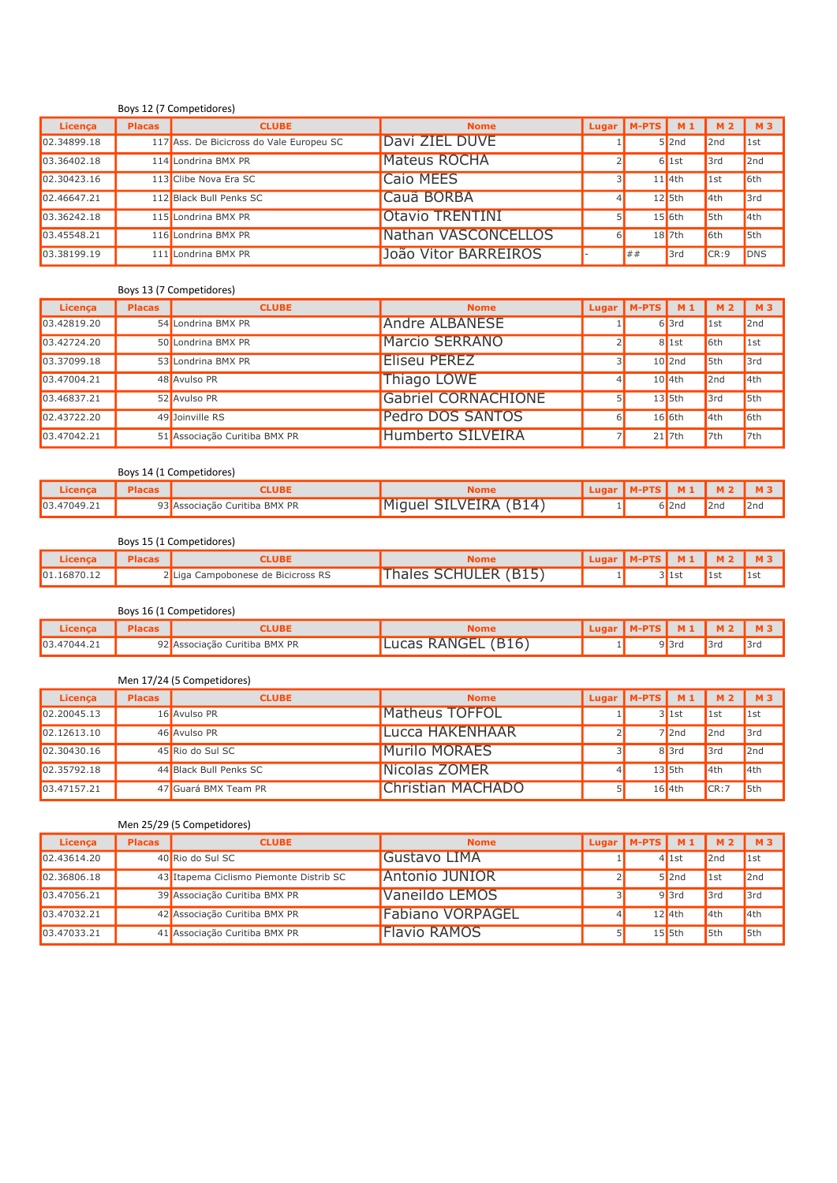Boys 12 (7 Competidores)

| Licença | Placas | CLUBE | Nome | Lugar | M-PTS | M 1 | M 2 | M 3 |
|---|---|---|---|---|---|---|---|---|
| 02.34899.18 | 117 | Ass. De Bicicross do Vale Europeu SC | Davi ZIEL DUVE | 1 | 5 | 2nd | 2nd | 1st |
| 03.36402.18 | 114 | Londrina BMX PR | Mateus ROCHA | 2 | 6 | 1st | 3rd | 2nd |
| 02.30423.16 | 113 | Clibe Nova Era SC | Caio MEES | 3 | 11 | 4th | 1st | 6th |
| 02.46647.21 | 112 | Black Bull Penks SC | Cauã BORBA | 4 | 12 | 5th | 4th | 3rd |
| 03.36242.18 | 115 | Londrina BMX PR | Otavio TRENTINI | 5 | 15 | 6th | 5th | 4th |
| 03.45548.21 | 116 | Londrina BMX PR | Nathan VASCONCELLOS | 6 | 18 | 7th | 6th | 5th |
| 03.38199.19 | 111 | Londrina BMX PR | João Vitor BARREIROS | - | ## | 3rd | CR:9 | DNS |

Boys 13 (7 Competidores)

| Licença | Placas | CLUBE | Nome | Lugar | M-PTS | M 1 | M 2 | M 3 |
|---|---|---|---|---|---|---|---|---|
| 03.42819.20 | 54 | Londrina BMX PR | Andre ALBANESE | 1 | 6 | 3rd | 1st | 2nd |
| 03.42724.20 | 50 | Londrina BMX PR | Marcio SERRANO | 2 | 8 | 1st | 6th | 1st |
| 03.37099.18 | 53 | Londrina BMX PR | Eliseu PEREZ | 3 | 10 | 2nd | 5th | 3rd |
| 03.47004.21 | 48 | Avulso PR | Thiago LOWE | 4 | 10 | 4th | 2nd | 4th |
| 03.46837.21 | 52 | Avulso PR | Gabriel CORNACHIONE | 5 | 13 | 5th | 3rd | 5th |
| 02.43722.20 | 49 | Joinville RS | Pedro DOS SANTOS | 6 | 16 | 6th | 4th | 6th |
| 03.47042.21 | 51 | Associação Curitiba BMX PR | Humberto SILVEIRA | 7 | 21 | 7th | 7th | 7th |

Boys 14 (1 Competidores)

| Licença | Placas | CLUBE | Nome | Lugar | M-PTS | M 1 | M 2 | M 3 |
|---|---|---|---|---|---|---|---|---|
| 03.47049.21 | 93 | Associação Curitiba BMX PR | Miguel SILVEIRA (B14) | 1 | 6 | 2nd | 2nd | 2nd |

Boys 15 (1 Competidores)

| Licença | Placas | CLUBE | Nome | Lugar | M-PTS | M 1 | M 2 | M 3 |
|---|---|---|---|---|---|---|---|---|
| 01.16870.12 | 2 | Liga Campobonese de Bicicross RS | Thales SCHULER (B15) | 1 | 3 | 1st | 1st | 1st |

Boys 16 (1 Competidores)

| Licença | Placas | CLUBE | Nome | Lugar | M-PTS | M 1 | M 2 | M 3 |
|---|---|---|---|---|---|---|---|---|
| 03.47044.21 | 92 | Associação Curitiba BMX PR | Lucas RANGEL (B16) | 1 | 9 | 3rd | 3rd | 3rd |

Men 17/24 (5 Competidores)

| Licença | Placas | CLUBE | Nome | Lugar | M-PTS | M 1 | M 2 | M 3 |
|---|---|---|---|---|---|---|---|---|
| 02.20045.13 | 16 | Avulso PR | Matheus TOFFOL | 1 | 3 | 1st | 1st | 1st |
| 02.12613.10 | 46 | Avulso PR | Lucca HAKENHAAR | 2 | 7 | 2nd | 2nd | 3rd |
| 02.30430.16 | 45 | Rio do Sul SC | Murilo MORAES | 3 | 8 | 3rd | 3rd | 2nd |
| 02.35792.18 | 44 | Black Bull Penks SC | Nicolas ZOMER | 4 | 13 | 5th | 4th | 4th |
| 03.47157.21 | 47 | Guará BMX Team PR | Christian MACHADO | 5 | 16 | 4th | CR:7 | 5th |

Men 25/29 (5 Competidores)

| Licença | Placas | CLUBE | Nome | Lugar | M-PTS | M 1 | M 2 | M 3 |
|---|---|---|---|---|---|---|---|---|
| 02.43614.20 | 40 | Rio do Sul SC | Gustavo LIMA | 1 | 4 | 1st | 2nd | 1st |
| 02.36806.18 | 43 | Itapema Ciclismo Piemonte Distrib SC | Antonio JUNIOR | 2 | 5 | 2nd | 1st | 2nd |
| 03.47056.21 | 39 | Associação Curitiba BMX PR | Vaneildo LEMOS | 3 | 9 | 3rd | 3rd | 3rd |
| 03.47032.21 | 42 | Associação Curitiba BMX PR | Fabiano VORPAGEL | 4 | 12 | 4th | 4th | 4th |
| 03.47033.21 | 41 | Associação Curitiba BMX PR | Flavio RAMOS | 5 | 15 | 5th | 5th | 5th |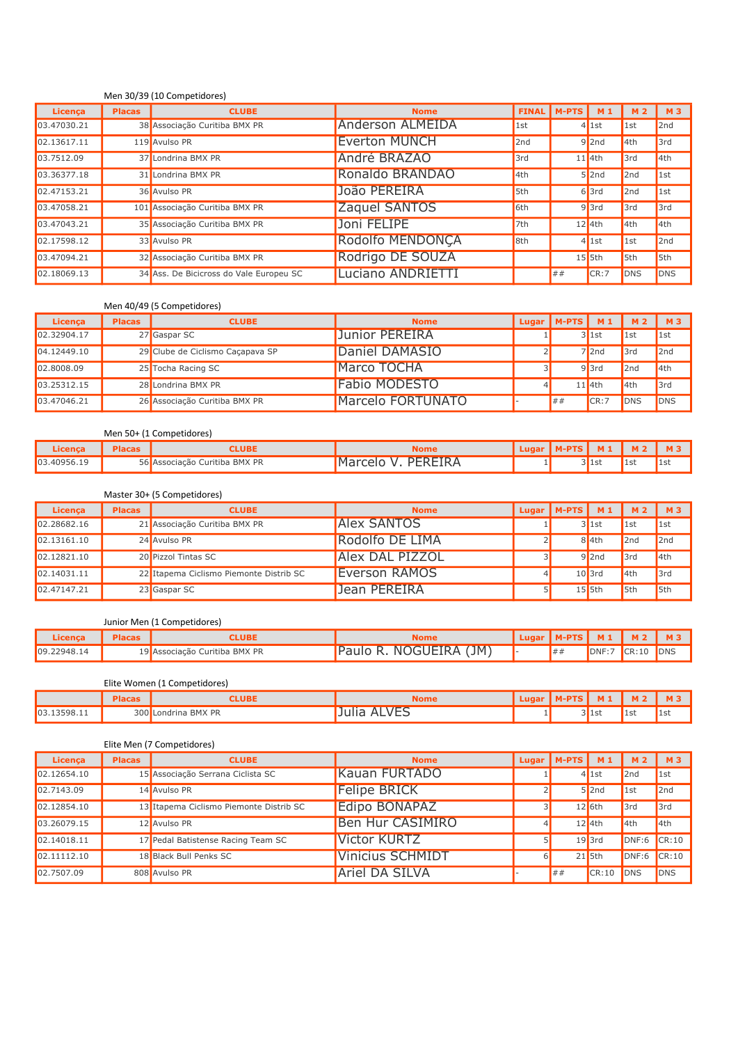Men 30/39 (10 Competidores)

| Licença | Placas | CLUBE | Nome | FINAL | M-PTS | M 1 | M 2 | M 3 |
|---|---|---|---|---|---|---|---|---|
| 03.47030.21 | 38 | Associação Curitiba BMX PR | Anderson ALMEIDA | 1st | 4 | 1st | 1st | 2nd |
| 02.13617.11 | 119 | Avulso PR | Everton MUNCH | 2nd | 9 | 2nd | 4th | 3rd |
| 03.7512.09 | 37 | Londrina BMX PR | André BRAZAO | 3rd | 11 | 4th | 3rd | 4th |
| 03.36377.18 | 31 | Londrina BMX PR | Ronaldo BRANDAO | 4th | 5 | 2nd | 2nd | 1st |
| 02.47153.21 | 36 | Avulso PR | João PEREIRA | 5th | 6 | 3rd | 2nd | 1st |
| 03.47058.21 | 101 | Associação Curitiba BMX PR | Zaquel SANTOS | 6th | 9 | 3rd | 3rd | 3rd |
| 03.47043.21 | 35 | Associação Curitiba BMX PR | Joni FELIPE | 7th | 12 | 4th | 4th | 4th |
| 02.17598.12 | 33 | Avulso PR | Rodolfo MENDONÇA | 8th | 4 | 1st | 1st | 2nd |
| 03.47094.21 | 32 | Associação Curitiba BMX PR | Rodrigo DE SOUZA | | 15 | 5th | 5th | 5th |
| 02.18069.13 | 34 | Ass. De Bicicross do Vale Europeu SC | Luciano ANDRIETTI | | ## | CR:7 | DNS | DNS |

Men 40/49 (5 Competidores)

| Licença | Placas | CLUBE | Nome | Lugar | M-PTS | M 1 | M 2 | M 3 |
|---|---|---|---|---|---|---|---|---|
| 02.32904.17 | 27 | Gaspar SC | Junior PEREIRA | 1 | 3 | 1st | 1st | 1st |
| 04.12449.10 | 29 | Clube de Ciclismo Caçapava SP | Daniel DAMASIO | 2 | 7 | 2nd | 3rd | 2nd |
| 02.8008.09 | 25 | Tocha Racing SC | Marco TOCHA | 3 | 9 | 3rd | 2nd | 4th |
| 03.25312.15 | 28 | Londrina BMX PR | Fabio MODESTO | 4 | 11 | 4th | 4th | 3rd |
| 03.47046.21 | 26 | Associação Curitiba BMX PR | Marcelo FORTUNATO | - | ## | CR:7 | DNS | DNS |

Men 50+ (1 Competidores)

| Licença | Placas | CLUBE | Nome | Lugar | M-PTS | M 1 | M 2 | M 3 |
|---|---|---|---|---|---|---|---|---|
| 03.40956.19 | 56 | Associação Curitiba BMX PR | Marcelo V. PEREIRA | 1 | 3 | 1st | 1st | 1st |

Master 30+ (5 Competidores)

| Licença | Placas | CLUBE | Nome | Lugar | M-PTS | M 1 | M 2 | M 3 |
|---|---|---|---|---|---|---|---|---|
| 02.28682.16 | 21 | Associação Curitiba BMX PR | Alex SANTOS | 1 | 3 | 1st | 1st | 1st |
| 02.13161.10 | 24 | Avulso PR | Rodolfo DE LIMA | 2 | 8 | 4th | 2nd | 2nd |
| 02.12821.10 | 20 | Pizzol Tintas SC | Alex DAL PIZZOL | 3 | 9 | 2nd | 3rd | 4th |
| 02.14031.11 | 22 | Itapema Ciclismo Piemonte Distrib SC | Everson RAMOS | 4 | 10 | 3rd | 4th | 3rd |
| 02.47147.21 | 23 | Gaspar SC | Jean PEREIRA | 5 | 15 | 5th | 5th | 5th |

Junior Men (1 Competidores)

| Licença | Placas | CLUBE | Nome | Lugar | M-PTS | M 1 | M 2 | M 3 |
|---|---|---|---|---|---|---|---|---|
| 09.22948.14 | 19 | Associação Curitiba BMX PR | Paulo R. NOGUEIRA (JM) | - | ## | DNF:7 | CR:10 | DNS |

Elite Women (1 Competidores)

| | Placas | CLUBE | Nome | Lugar | M-PTS | M 1 | M 2 | M 3 |
|---|---|---|---|---|---|---|---|---|
| 03.13598.11 | 300 | Londrina BMX PR | Julia ALVES | 1 | 3 | 1st | 1st | 1st |

Elite Men (7 Competidores)

| Licença | Placas | CLUBE | Nome | Lugar | M-PTS | M 1 | M 2 | M 3 |
|---|---|---|---|---|---|---|---|---|
| 02.12654.10 | 15 | Associação Serrana Ciclista SC | Kauan FURTADO | 1 | 4 | 1st | 2nd | 1st |
| 02.7143.09 | 14 | Avulso PR | Felipe BRICK | 2 | 5 | 2nd | 1st | 2nd |
| 02.12854.10 | 13 | Itapema Ciclismo Piemonte Distrib SC | Edipo BONAPAZ | 3 | 12 | 6th | 3rd | 3rd |
| 03.26079.15 | 12 | Avulso PR | Ben Hur CASIMIRO | 4 | 12 | 4th | 4th | 4th |
| 02.14018.11 | 17 | Pedal Batistense Racing Team SC | Victor KURTZ | 5 | 19 | 3rd | DNF:6 | CR:10 |
| 02.11112.10 | 18 | Black Bull Penks SC | Vinicius SCHMIDT | 6 | 21 | 5th | DNF:6 | CR:10 |
| 02.7507.09 | 808 | Avulso PR | Ariel DA SILVA | - | ## | CR:10 | DNS | DNS |